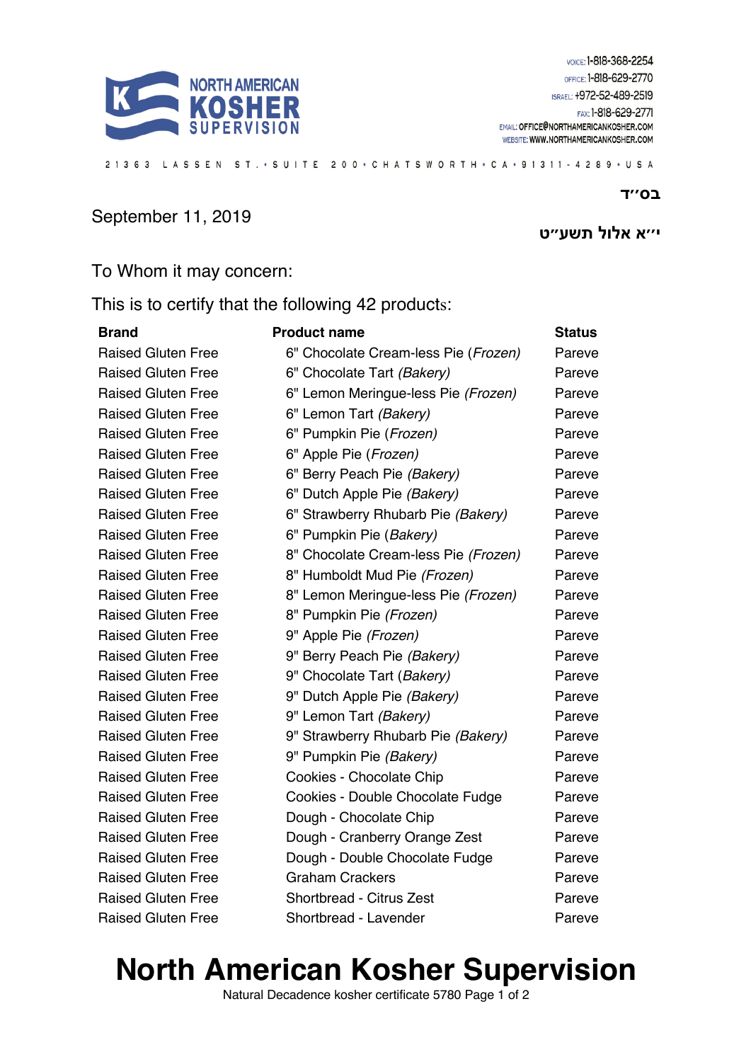NORTH AMERICAN KOSHER SUPERVISION

VOICE: 1-818-368-2254
OFFICE: 1-818-629-2770
ISRAEL: +972-52-489-2519
FAX: 1-818-629-2771
EMAIL: OFFICE@NORTHAMERICANKOSHER.COM
WEBSITE: WWW.NORTHAMERICANKOSHER.COM

21363 LASSEN ST. • SUITE 200 • CHATSWORTH • CA • 91311-4289 • USA

בס״ד

September 11, 2019

י״א אלול תשע״ט

To Whom it may concern:

This is to certify that the following 42 products:

| Brand | Product name | Status |
|---|---|---|
| Raised Gluten Free | 6" Chocolate Cream-less Pie (*Frozen)* | Pareve |
| Raised Gluten Free | 6" Chocolate Tart *(Bakery)* | Pareve |
| Raised Gluten Free | 6" Lemon Meringue-less Pie *(Frozen)* | Pareve |
| Raised Gluten Free | 6" Lemon Tart *(Bakery)* | Pareve |
| Raised Gluten Free | 6" Pumpkin Pie (*Frozen)* | Pareve |
| Raised Gluten Free | 6" Apple Pie (*Frozen)* | Pareve |
| Raised Gluten Free | 6" Berry Peach Pie *(Bakery)* | Pareve |
| Raised Gluten Free | 6" Dutch Apple Pie *(Bakery)* | Pareve |
| Raised Gluten Free | 6" Strawberry Rhubarb Pie *(Bakery)* | Pareve |
| Raised Gluten Free | 6" Pumpkin Pie (*Bakery)* | Pareve |
| Raised Gluten Free | 8" Chocolate Cream-less Pie *(Frozen)* | Pareve |
| Raised Gluten Free | 8" Humboldt Mud Pie *(Frozen)* | Pareve |
| Raised Gluten Free | 8" Lemon Meringue-less Pie *(Frozen)* | Pareve |
| Raised Gluten Free | 8" Pumpkin Pie *(Frozen)* | Pareve |
| Raised Gluten Free | 9" Apple Pie *(Frozen)* | Pareve |
| Raised Gluten Free | 9" Berry Peach Pie *(Bakery)* | Pareve |
| Raised Gluten Free | 9" Chocolate Tart (*Bakery)* | Pareve |
| Raised Gluten Free | 9" Dutch Apple Pie *(Bakery)* | Pareve |
| Raised Gluten Free | 9" Lemon Tart *(Bakery)* | Pareve |
| Raised Gluten Free | 9" Strawberry Rhubarb Pie *(Bakery)* | Pareve |
| Raised Gluten Free | 9" Pumpkin Pie *(Bakery)* | Pareve |
| Raised Gluten Free | Cookies - Chocolate Chip | Pareve |
| Raised Gluten Free | Cookies - Double Chocolate Fudge | Pareve |
| Raised Gluten Free | Dough - Chocolate Chip | Pareve |
| Raised Gluten Free | Dough - Cranberry Orange Zest | Pareve |
| Raised Gluten Free | Dough - Double Chocolate Fudge | Pareve |
| Raised Gluten Free | Graham Crackers | Pareve |
| Raised Gluten Free | Shortbread - Citrus Zest | Pareve |
| Raised Gluten Free | Shortbread - Lavender | Pareve |

# North American Kosher Supervision

Natural Decadence kosher certificate 5780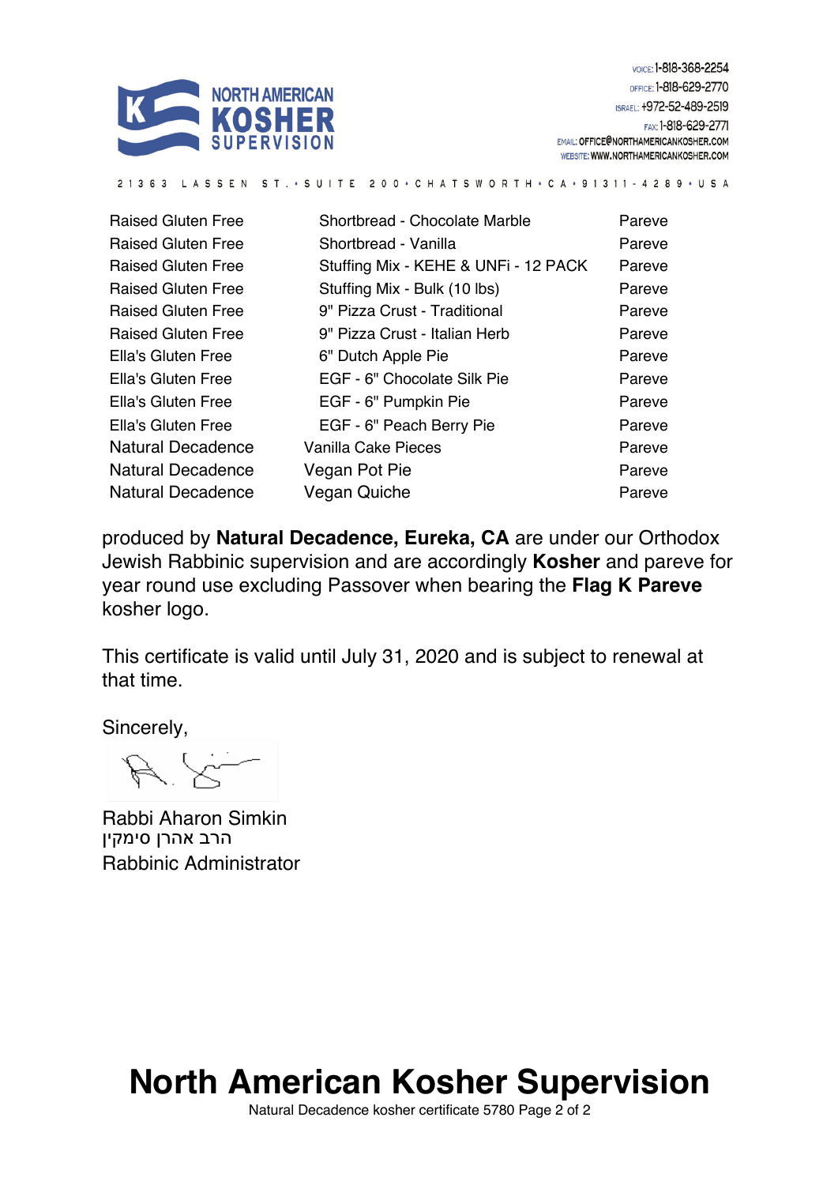NORTH AMERICAN KOSHER SUPERVISION

VOICE: 1-818-368-2254
OFFICE: 1-818-629-2770
ISRAEL: +972-52-489-2519
FAX: 1-818-629-2771
EMAIL: OFFICE@NORTHAMERICANKOSHER.COM
WEBSITE: WWW.NORTHAMERICANKOSHER.COM

21363 LASSEN ST. • SUITE 200 • CHATSWORTH • CA • 91311-4289 • USA

| | | |
|---|---|---|
| Raised Gluten Free | Shortbread - Chocolate Marble | Pareve |
| Raised Gluten Free | Shortbread - Vanilla | Pareve |
| Raised Gluten Free | Stuffing Mix - KEHE & UNFi - 12 PACK | Pareve |
| Raised Gluten Free | Stuffing Mix - Bulk (10 lbs) | Pareve |
| Raised Gluten Free | 9" Pizza Crust - Traditional | Pareve |
| Raised Gluten Free | 9" Pizza Crust - Italian Herb | Pareve |
| Ella's Gluten Free | 6" Dutch Apple Pie | Pareve |
| Ella's Gluten Free | EGF - 6" Chocolate Silk Pie | Pareve |
| Ella's Gluten Free | EGF - 6" Pumpkin Pie | Pareve |
| Ella's Gluten Free | EGF - 6" Peach Berry Pie | Pareve |
| Natural Decadence | Vanilla Cake Pieces | Pareve |
| Natural Decadence | Vegan Pot Pie | Pareve |
| Natural Decadence | Vegan Quiche | Pareve |

produced by **Natural Decadence, Eureka, CA** are under our Orthodox Jewish Rabbinic supervision and are accordingly **Kosher** and pareve for year round use excluding Passover when bearing the **Flag K Pareve** kosher logo.

This certificate is valid until July 31, 2020 and is subject to renewal at that time.

Sincerely,

Rabbi Aharon Simkin
הרב אהרן סימקין
Rabbinic Administrator

# North American Kosher Supervision

Natural Decadence kosher certificate 5780